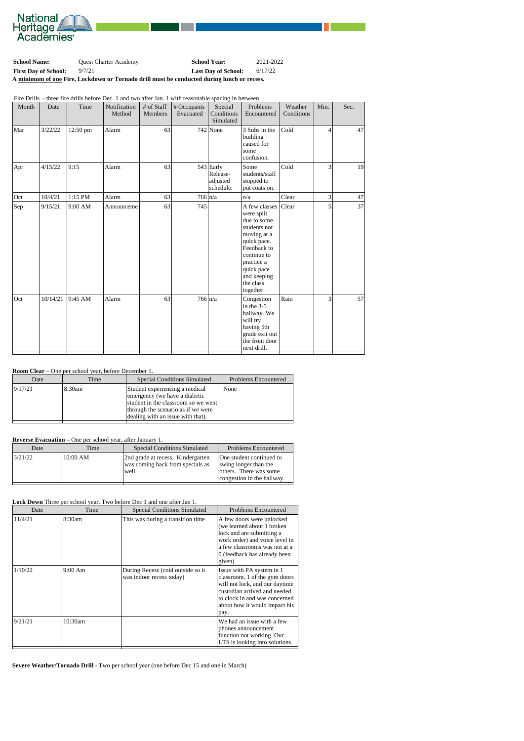National Heritage Academies®

| **School Name:** | Quest Charter Academy | **School Year:** | 2021-2022 |
|---|---|---|---|
| **First Day of School:** | 9/7/21 | **Last Day of School:** | 6/17/22 |

**A <u>minimum of one</u> Fire, Lockdown or Tornado drill must be conducted during lunch or recess.**

Fire Drills - three fire drills before Dec. 1 and two after Jan. 1 with reasonable spacing in between

| Month | Date | Time | Notification Method | # of Staff Members | # Occupants Evacuated | Special Conditions Simulated | Problems Encountered | Weather Conditions | Min. | Sec. |
|---|---|---|---|---|---|---|---|---|---|---|
| Mar | 3/22/22 | 12:50 pm | Alarm | 63 | 742 | None | 3 Subs in the building caused for some confusion. | Cold | 4 | 47 |
| Apr | 4/15/22 | 9:15 | Alarm | 63 | 543 | Early Release-adjusted schedule. | Some students/staff stopped to put coats on. | Cold | 3 | 19 |
| Oct | 10/4/21 | 1:15 PM | Alarm | 63 | 766 | n/a | n/a | Clear | 3 | 47 |
| Sep | 9/15/21 | 9:00 AM | Announceme | 63 | 745 | | A few classes were split due to some students not moving at a quick pace. Feedback to continue to practice a quick pace and keeping the class together. | Clear | 5 | 37 |
| Oct | 10/14/21 | 9:45 AM | Alarm | 63 | 766 | n/a | Congestion in the 3-5 hallway. We will try having 5th grade exit out the front door next drill. | Rain | 3 | 57 |

**Room Clear** – One per school year, before December 1.

| Date | Time | Special Conditions Simulated | Problems Encountered |
|---|---|---|---|
| 9/17/21 | 8:30am | Student experiencing a medical emergency (we have a diabetic student in the classroom so we went through the scenario as if we were dealing with an issue with that). | None |

**Reverse Evacuation** – One per school year, after January 1.

| Date | Time | Special Conditions Simulated | Problems Encountered |
|---|---|---|---|
| 3/21/22 | 10:00 AM | 2nd grade at recess. Kindergarten was coming back from specials as well. | One student continued to swing longer than the others. There was some congestion in the hallway. |

**Lock Down** Three per school year. Two before Dec 1 and one after Jan 1.

| Date | Time | Special Conditions Simulated | Problems Encountered |
|---|---|---|---|
| 11/4/21 | 8:30am | This was during a transition time | A few doors were unlocked (we learned about 1 broken lock and are submitting a work order) and voice level in a few classrooms was not at a 0 (feedback has already been given) |
| 1/10/22 | 9:00 Am | During Recess (cold outside so it was indoor recess today) | Issue with PA system in 1 classroom, 1 of the gym doors will not lock, and our daytime custodian arrived and needed to clock in and was concerned about how it would impact his pay. |
| 9/21/21 | 10:30am | | We had an issue with a few phones announcement function not working. Our LTS is looking into solutions. |

**Severe Weather/Tornado Drill** - Two per school year (one before Dec 15 and one in March)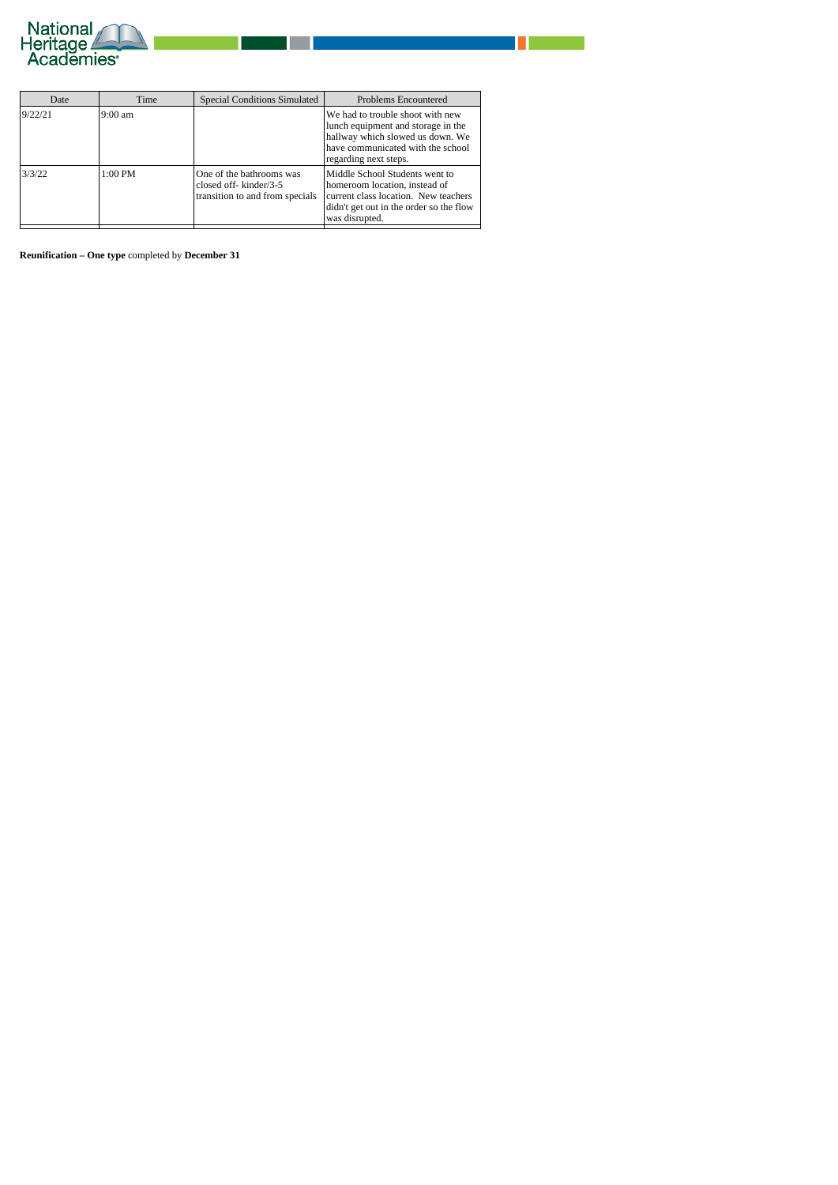| Date | Time | Special Conditions Simulated | Problems Encountered |
|---|---|---|---|
| 9/22/21 | 9:00 am | | We had to trouble shoot with new lunch equipment and storage in the hallway which slowed us down. We have communicated with the school regarding next steps. |
| 3/3/22 | 1:00 PM | One of the bathrooms was closed off- kinder/3-5 transition to and from specials | Middle School Students went to homeroom location, instead of current class location. New teachers didn't get out in the order so the flow was disrupted. |
| | | | |

**Reunification – One type** completed by **December 31**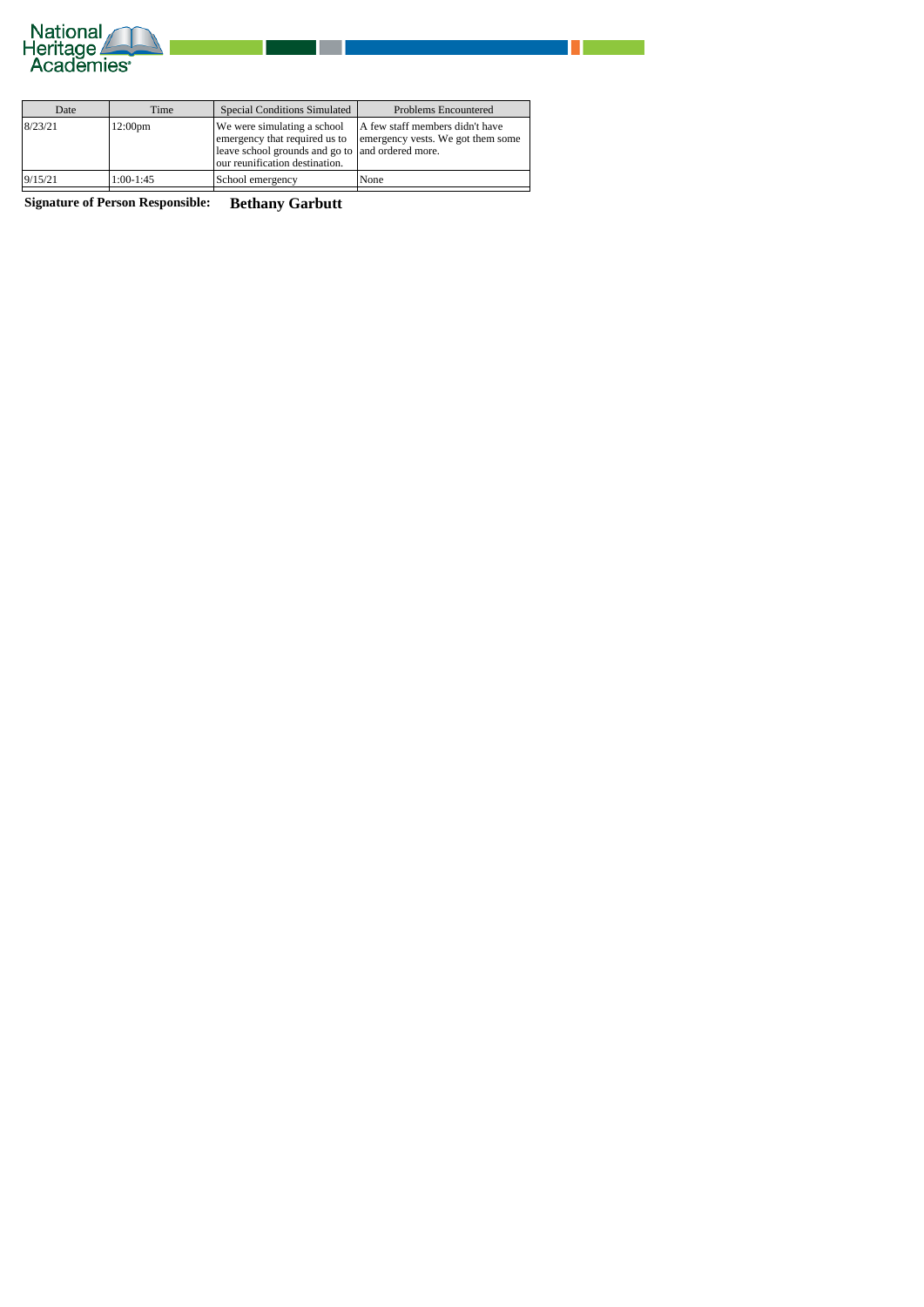| Date | Time | Special Conditions Simulated | Problems Encountered |
|---|---|---|---|
| 8/23/21 | 12:00pm | We were simulating a school emergency that required us to leave school grounds and go to our reunification destination. | A few staff members didn't have emergency vests. We got them some and ordered more. |
| 9/15/21 | 1:00-1:45 | School emergency | None |

**Signature of Person Responsible:** **Bethany Garbutt**